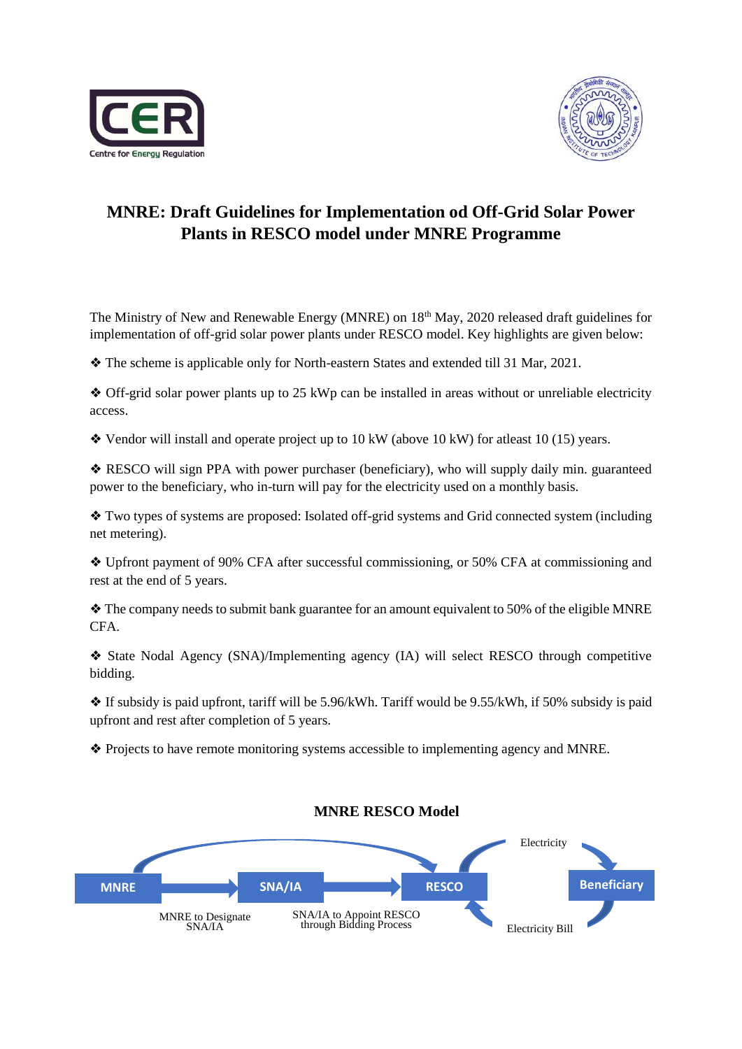# MNRE: Draft Guidelines for Implementation od Off-Grid Solar Power Plants in RESCO model under MNRE Programme

The Ministry of New and Renewable Energy (MNRE) on 18th May, 2020 released draft guidelines for implementation of off-grid solar power plants under RESCO model. Key highlights are given below:

❖ The scheme is applicable only for North-eastern States and extended till 31 Mar, 2021.

❖ Off-grid solar power plants up to 25 kWp can be installed in areas without or unreliable electricity access.

❖ Vendor will install and operate project up to 10 kW (above 10 kW) for atleast 10 (15) years.

❖ RESCO will sign PPA with power purchaser (beneficiary), who will supply daily min. guaranteed power to the beneficiary, who in-turn will pay for the electricity used on a monthly basis.

❖ Two types of systems are proposed: Isolated off-grid systems and Grid connected system (including net metering).

❖ Upfront payment of 90% CFA after successful commissioning, or 50% CFA at commissioning and rest at the end of 5 years.

❖ The company needs to submit bank guarantee for an amount equivalent to 50% of the eligible MNRE CFA.

❖ State Nodal Agency (SNA)/Implementing agency (IA) will select RESCO through competitive bidding.

❖ If subsidy is paid upfront, tariff will be 5.96/kWh. Tariff would be 9.55/kWh, if 50% subsidy is paid upfront and rest after completion of 5 years.

❖ Projects to have remote monitoring systems accessible to implementing agency and MNRE.

**MNRE RESCO Model**

MNRE → SNA/IA → RESCO → Beneficiary

MNRE to Designate SNA/IA

SNA/IA to Appoint RESCO through Bidding Process

Electricity

Electricity Bill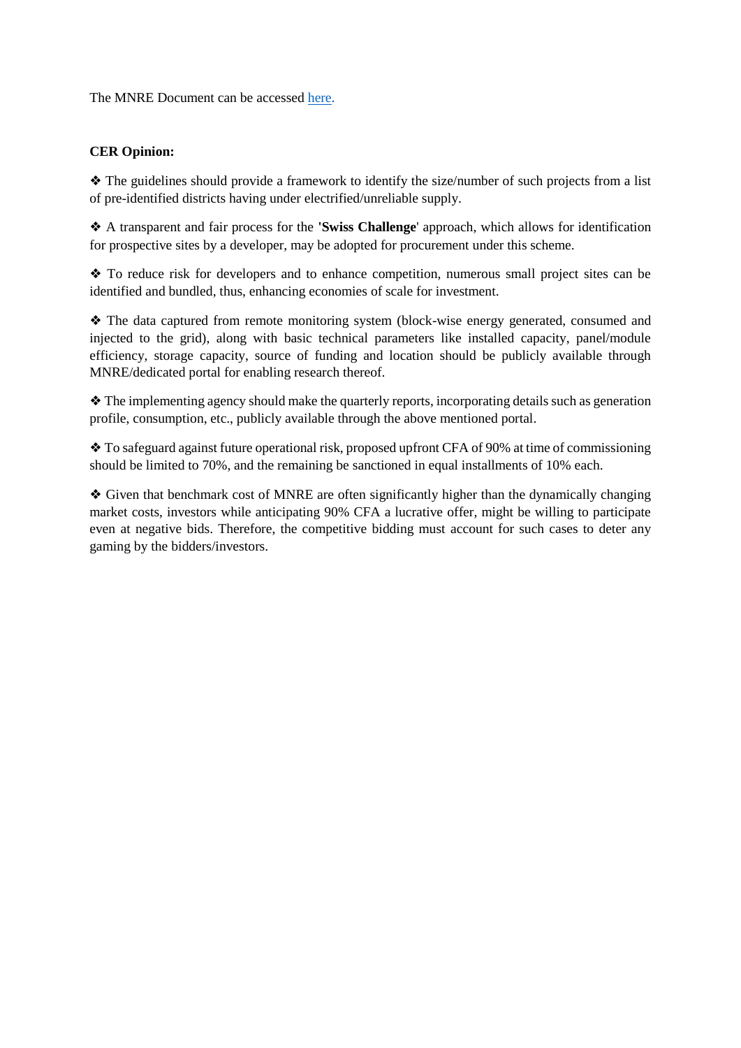The MNRE Document can be accessed here.

**CER Opinion:**

❖ The guidelines should provide a framework to identify the size/number of such projects from a list of pre-identified districts having under electrified/unreliable supply.

❖ A transparent and fair process for the **'Swiss Challenge'** approach, which allows for identification for prospective sites by a developer, may be adopted for procurement under this scheme.

❖ To reduce risk for developers and to enhance competition, numerous small project sites can be identified and bundled, thus, enhancing economies of scale for investment.

❖ The data captured from remote monitoring system (block-wise energy generated, consumed and injected to the grid), along with basic technical parameters like installed capacity, panel/module efficiency, storage capacity, source of funding and location should be publicly available through MNRE/dedicated portal for enabling research thereof.

❖ The implementing agency should make the quarterly reports, incorporating details such as generation profile, consumption, etc., publicly available through the above mentioned portal.

❖ To safeguard against future operational risk, proposed upfront CFA of 90% at time of commissioning should be limited to 70%, and the remaining be sanctioned in equal installments of 10% each.

❖ Given that benchmark cost of MNRE are often significantly higher than the dynamically changing market costs, investors while anticipating 90% CFA a lucrative offer, might be willing to participate even at negative bids. Therefore, the competitive bidding must account for such cases to deter any gaming by the bidders/investors.